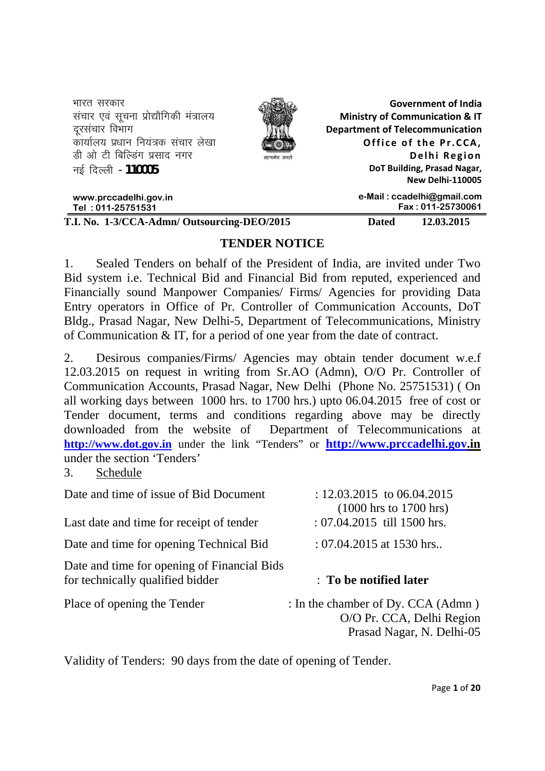भारत सरकार
संचार एवं सूचना प्रोद्यौगिकी मंत्रालय
दूरसंचार विभाग
कार्यालय प्रधान नियंत्रक संचार लेखा
डी ओ टी बिल्डिंग प्रसाद नगर
नई दिल्ली - **110005**

**Government of India**
**Ministry of Communication & IT**
**Department of Telecommunication**
**Office of the Pr.CCA,**
**Delhi Region**
**DoT Building, Prasad Nagar,**
**New Delhi-110005**

**www.prccadelhi.gov.in**
**Tel : 011-25751531**

**e-Mail : ccadelhi@gmail.com**
**Fax : 011-25730061**

**T.I. No. 1-3/CCA-Admn/ Outsourcing-DEO/2015** **Dated 12.03.2015**

# TENDER NOTICE

1. Sealed Tenders on behalf of the President of India, are invited under Two Bid system i.e. Technical Bid and Financial Bid from reputed, experienced and Financially sound Manpower Companies/ Firms/ Agencies for providing Data Entry operators in Office of Pr. Controller of Communication Accounts, DoT Bldg., Prasad Nagar, New Delhi-5, Department of Telecommunications, Ministry of Communication & IT, for a period of one year from the date of contract.

2. Desirous companies/Firms/ Agencies may obtain tender document w.e.f 12.03.2015 on request in writing from Sr.AO (Admn), O/O Pr. Controller of Communication Accounts, Prasad Nagar, New Delhi (Phone No. 25751531) ( On all working days between 1000 hrs. to 1700 hrs.) upto 06.04.2015 free of cost or Tender document, terms and conditions regarding above may be directly downloaded from the website of Department of Telecommunications at **http://www.dot.gov.in** under the link "Tenders" or **http://www.prccadelhi.gov.in** under the section 'Tenders'

3. Schedule

| | |
|---|---|
| Date and time of issue of Bid Document | : 12.03.2015 to 06.04.2015 (1000 hrs to 1700 hrs) |
| Last date and time for receipt of tender | : 07.04.2015 till 1500 hrs. |
| Date and time for opening Technical Bid | : 07.04.2015 at 1530 hrs.. |
| Date and time for opening of Financial Bids for technically qualified bidder | : **To be notified later** |
| Place of opening the Tender | : In the chamber of Dy. CCA (Admn ) O/O Pr. CCA, Delhi Region Prasad Nagar, N. Delhi-05 |

Validity of Tenders: 90 days from the date of opening of Tender.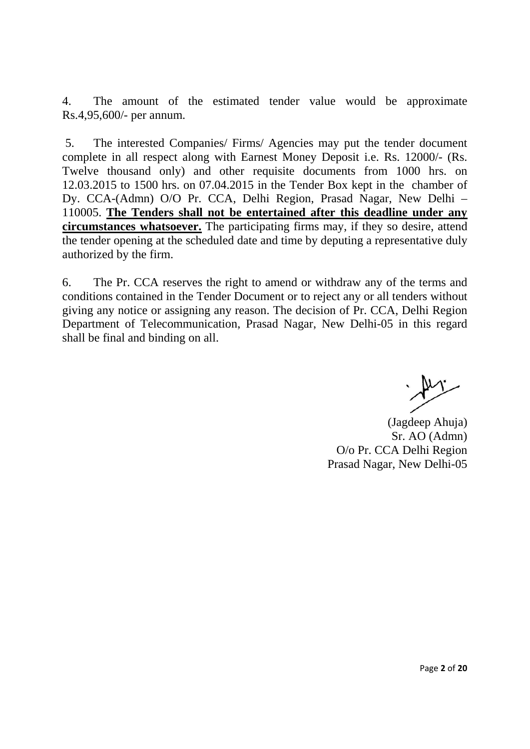4. The amount of the estimated tender value would be approximate Rs.4,95,600/- per annum.

5. The interested Companies/ Firms/ Agencies may put the tender document complete in all respect along with Earnest Money Deposit i.e. Rs. 12000/- (Rs. Twelve thousand only) and other requisite documents from 1000 hrs. on 12.03.2015 to 1500 hrs. on 07.04.2015 in the Tender Box kept in the chamber of Dy. CCA-(Admn) O/O Pr. CCA, Delhi Region, Prasad Nagar, New Delhi – 110005. **The Tenders shall not be entertained after this deadline under any circumstances whatsoever.** The participating firms may, if they so desire, attend the tender opening at the scheduled date and time by deputing a representative duly authorized by the firm.

6. The Pr. CCA reserves the right to amend or withdraw any of the terms and conditions contained in the Tender Document or to reject any or all tenders without giving any notice or assigning any reason. The decision of Pr. CCA, Delhi Region Department of Telecommunication, Prasad Nagar, New Delhi-05 in this regard shall be final and binding on all.

(Jagdeep Ahuja)
Sr. AO (Admn)
O/o Pr. CCA Delhi Region
Prasad Nagar, New Delhi-05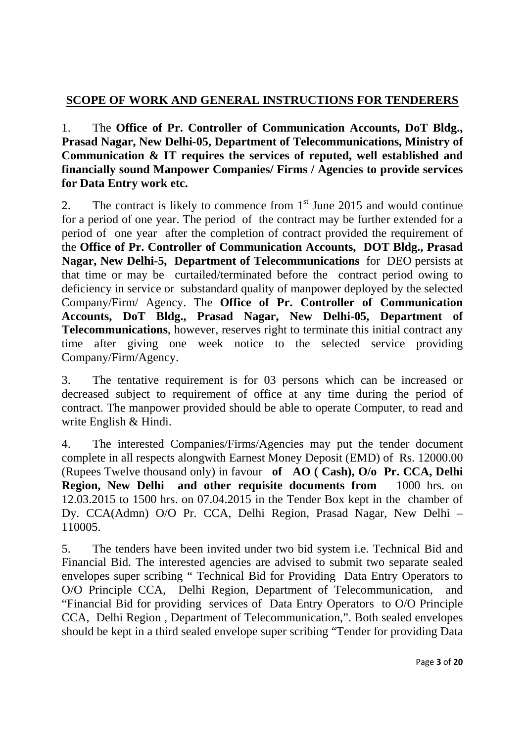## SCOPE OF WORK AND GENERAL INSTRUCTIONS FOR TENDERERS

1. The **Office of Pr. Controller of Communication Accounts, DoT Bldg., Prasad Nagar, New Delhi-05, Department of Telecommunications, Ministry of Communication & IT requires the services of reputed, well established and financially sound Manpower Companies/ Firms / Agencies to provide services for Data Entry work etc.**

2. The contract is likely to commence from 1st June 2015 and would continue for a period of one year. The period of the contract may be further extended for a period of one year after the completion of contract provided the requirement of the **Office of Pr. Controller of Communication Accounts, DOT Bldg., Prasad Nagar, New Delhi-5, Department of Telecommunications** for DEO persists at that time or may be curtailed/terminated before the contract period owing to deficiency in service or substandard quality of manpower deployed by the selected Company/Firm/ Agency. The **Office of Pr. Controller of Communication Accounts, DoT Bldg., Prasad Nagar, New Delhi-05, Department of Telecommunications**, however, reserves right to terminate this initial contract any time after giving one week notice to the selected service providing Company/Firm/Agency.

3. The tentative requirement is for 03 persons which can be increased or decreased subject to requirement of office at any time during the period of contract. The manpower provided should be able to operate Computer, to read and write English & Hindi.

4. The interested Companies/Firms/Agencies may put the tender document complete in all respects alongwith Earnest Money Deposit (EMD) of Rs. 12000.00 (Rupees Twelve thousand only) in favour **of AO ( Cash), O/o Pr. CCA, Delhi Region, New Delhi and other requisite documents from** 1000 hrs. on 12.03.2015 to 1500 hrs. on 07.04.2015 in the Tender Box kept in the chamber of Dy. CCA(Admn) O/O Pr. CCA, Delhi Region, Prasad Nagar, New Delhi – 110005.

5. The tenders have been invited under two bid system i.e. Technical Bid and Financial Bid. The interested agencies are advised to submit two separate sealed envelopes super scribing " Technical Bid for Providing Data Entry Operators to O/O Principle CCA, Delhi Region, Department of Telecommunication, and "Financial Bid for providing services of Data Entry Operators to O/O Principle CCA, Delhi Region , Department of Telecommunication,". Both sealed envelopes should be kept in a third sealed envelope super scribing "Tender for providing Data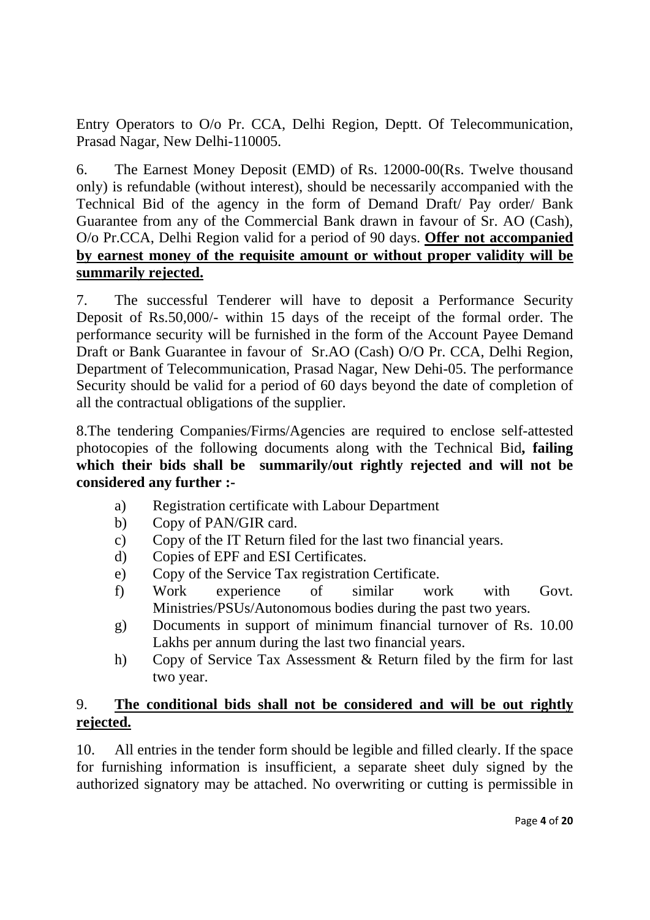Entry Operators to O/o Pr. CCA, Delhi Region, Deptt. Of Telecommunication, Prasad Nagar, New Delhi-110005.

6. The Earnest Money Deposit (EMD) of Rs. 12000-00(Rs. Twelve thousand only) is refundable (without interest), should be necessarily accompanied with the Technical Bid of the agency in the form of Demand Draft/ Pay order/ Bank Guarantee from any of the Commercial Bank drawn in favour of Sr. AO (Cash), O/o Pr.CCA, Delhi Region valid for a period of 90 days. **Offer not accompanied by earnest money of the requisite amount or without proper validity will be summarily rejected.**

7. The successful Tenderer will have to deposit a Performance Security Deposit of Rs.50,000/- within 15 days of the receipt of the formal order. The performance security will be furnished in the form of the Account Payee Demand Draft or Bank Guarantee in favour of Sr.AO (Cash) O/O Pr. CCA, Delhi Region, Department of Telecommunication, Prasad Nagar, New Dehi-05. The performance Security should be valid for a period of 60 days beyond the date of completion of all the contractual obligations of the supplier.

8.The tendering Companies/Firms/Agencies are required to enclose self-attested photocopies of the following documents along with the Technical Bid**, failing which their bids shall be summarily/out rightly rejected and will not be considered any further :-**

a) Registration certificate with Labour Department
b) Copy of PAN/GIR card.
c) Copy of the IT Return filed for the last two financial years.
d) Copies of EPF and ESI Certificates.
e) Copy of the Service Tax registration Certificate.
f) Work experience of similar work with Govt. Ministries/PSUs/Autonomous bodies during the past two years.
g) Documents in support of minimum financial turnover of Rs. 10.00 Lakhs per annum during the last two financial years.
h) Copy of Service Tax Assessment & Return filed by the firm for last two year.

9. **The conditional bids shall not be considered and will be out rightly rejected.**

10. All entries in the tender form should be legible and filled clearly. If the space for furnishing information is insufficient, a separate sheet duly signed by the authorized signatory may be attached. No overwriting or cutting is permissible in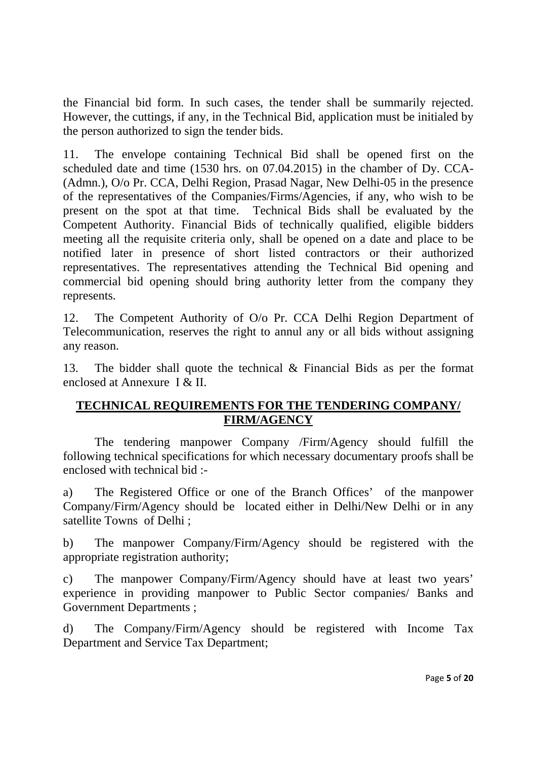the Financial bid form. In such cases, the tender shall be summarily rejected. However, the cuttings, if any, in the Technical Bid, application must be initialed by the person authorized to sign the tender bids.

11. The envelope containing Technical Bid shall be opened first on the scheduled date and time (1530 hrs. on 07.04.2015) in the chamber of Dy. CCA-(Admn.), O/o Pr. CCA, Delhi Region, Prasad Nagar, New Delhi-05 in the presence of the representatives of the Companies/Firms/Agencies, if any, who wish to be present on the spot at that time. Technical Bids shall be evaluated by the Competent Authority. Financial Bids of technically qualified, eligible bidders meeting all the requisite criteria only, shall be opened on a date and place to be notified later in presence of short listed contractors or their authorized representatives. The representatives attending the Technical Bid opening and commercial bid opening should bring authority letter from the company they represents.

12. The Competent Authority of O/o Pr. CCA Delhi Region Department of Telecommunication, reserves the right to annul any or all bids without assigning any reason.

13. The bidder shall quote the technical & Financial Bids as per the format enclosed at Annexure I & II.

## TECHNICAL REQUIREMENTS FOR THE TENDERING COMPANY/ FIRM/AGENCY

The tendering manpower Company /Firm/Agency should fulfill the following technical specifications for which necessary documentary proofs shall be enclosed with technical bid :-

a) The Registered Office or one of the Branch Offices' of the manpower Company/Firm/Agency should be located either in Delhi/New Delhi or in any satellite Towns of Delhi ;

b) The manpower Company/Firm/Agency should be registered with the appropriate registration authority;

c) The manpower Company/Firm/Agency should have at least two years' experience in providing manpower to Public Sector companies/ Banks and Government Departments ;

d) The Company/Firm/Agency should be registered with Income Tax Department and Service Tax Department;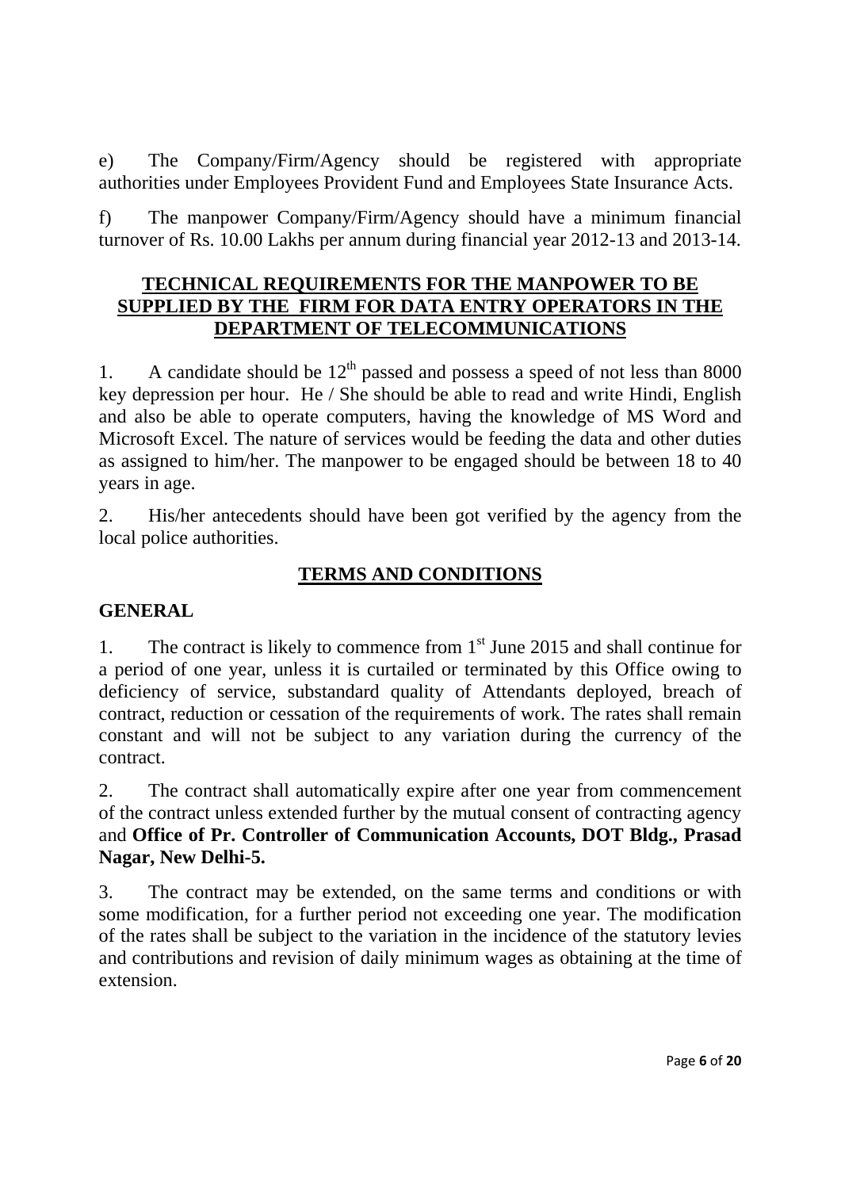e) The Company/Firm/Agency should be registered with appropriate authorities under Employees Provident Fund and Employees State Insurance Acts.

f) The manpower Company/Firm/Agency should have a minimum financial turnover of Rs. 10.00 Lakhs per annum during financial year 2012-13 and 2013-14.

## TECHNICAL REQUIREMENTS FOR THE MANPOWER TO BE SUPPLIED BY THE FIRM FOR DATA ENTRY OPERATORS IN THE DEPARTMENT OF TELECOMMUNICATIONS

1. A candidate should be 12th passed and possess a speed of not less than 8000 key depression per hour. He / She should be able to read and write Hindi, English and also be able to operate computers, having the knowledge of MS Word and Microsoft Excel. The nature of services would be feeding the data and other duties as assigned to him/her. The manpower to be engaged should be between 18 to 40 years in age.

2. His/her antecedents should have been got verified by the agency from the local police authorities.

## TERMS AND CONDITIONS

### GENERAL

1. The contract is likely to commence from 1st June 2015 and shall continue for a period of one year, unless it is curtailed or terminated by this Office owing to deficiency of service, substandard quality of Attendants deployed, breach of contract, reduction or cessation of the requirements of work. The rates shall remain constant and will not be subject to any variation during the currency of the contract.

2. The contract shall automatically expire after one year from commencement of the contract unless extended further by the mutual consent of contracting agency and **Office of Pr. Controller of Communication Accounts, DOT Bldg., Prasad Nagar, New Delhi-5.**

3. The contract may be extended, on the same terms and conditions or with some modification, for a further period not exceeding one year. The modification of the rates shall be subject to the variation in the incidence of the statutory levies and contributions and revision of daily minimum wages as obtaining at the time of extension.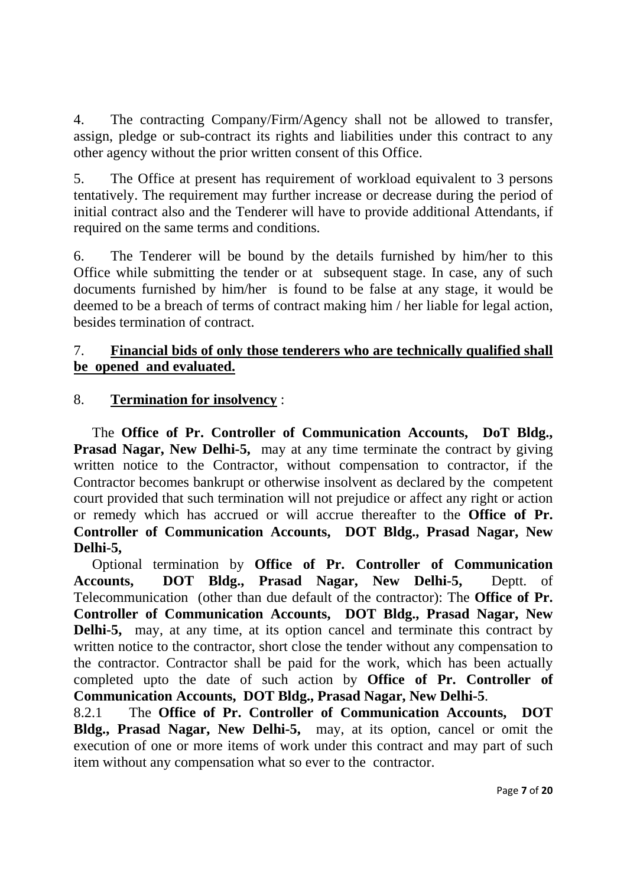4. The contracting Company/Firm/Agency shall not be allowed to transfer, assign, pledge or sub-contract its rights and liabilities under this contract to any other agency without the prior written consent of this Office.

5. The Office at present has requirement of workload equivalent to 3 persons tentatively. The requirement may further increase or decrease during the period of initial contract also and the Tenderer will have to provide additional Attendants, if required on the same terms and conditions.

6. The Tenderer will be bound by the details furnished by him/her to this Office while submitting the tender or at subsequent stage. In case, any of such documents furnished by him/her is found to be false at any stage, it would be deemed to be a breach of terms of contract making him / her liable for legal action, besides termination of contract.

7. **Financial bids of only those tenderers who are technically qualified shall be opened and evaluated.**

8. **Termination for insolvency** :

The **Office of Pr. Controller of Communication Accounts, DoT Bldg., Prasad Nagar, New Delhi-5,** may at any time terminate the contract by giving written notice to the Contractor, without compensation to contractor, if the Contractor becomes bankrupt or otherwise insolvent as declared by the competent court provided that such termination will not prejudice or affect any right or action or remedy which has accrued or will accrue thereafter to the **Office of Pr. Controller of Communication Accounts, DOT Bldg., Prasad Nagar, New Delhi-5,**

Optional termination by **Office of Pr. Controller of Communication Accounts, DOT Bldg., Prasad Nagar, New Delhi-5,** Deptt. of Telecommunication (other than due default of the contractor): The **Office of Pr. Controller of Communication Accounts, DOT Bldg., Prasad Nagar, New Delhi-5,** may, at any time, at its option cancel and terminate this contract by written notice to the contractor, short close the tender without any compensation to the contractor. Contractor shall be paid for the work, which has been actually completed upto the date of such action by **Office of Pr. Controller of Communication Accounts, DOT Bldg., Prasad Nagar, New Delhi-5**.

8.2.1 The **Office of Pr. Controller of Communication Accounts, DOT Bldg., Prasad Nagar, New Delhi-5,** may, at its option, cancel or omit the execution of one or more items of work under this contract and may part of such item without any compensation what so ever to the contractor.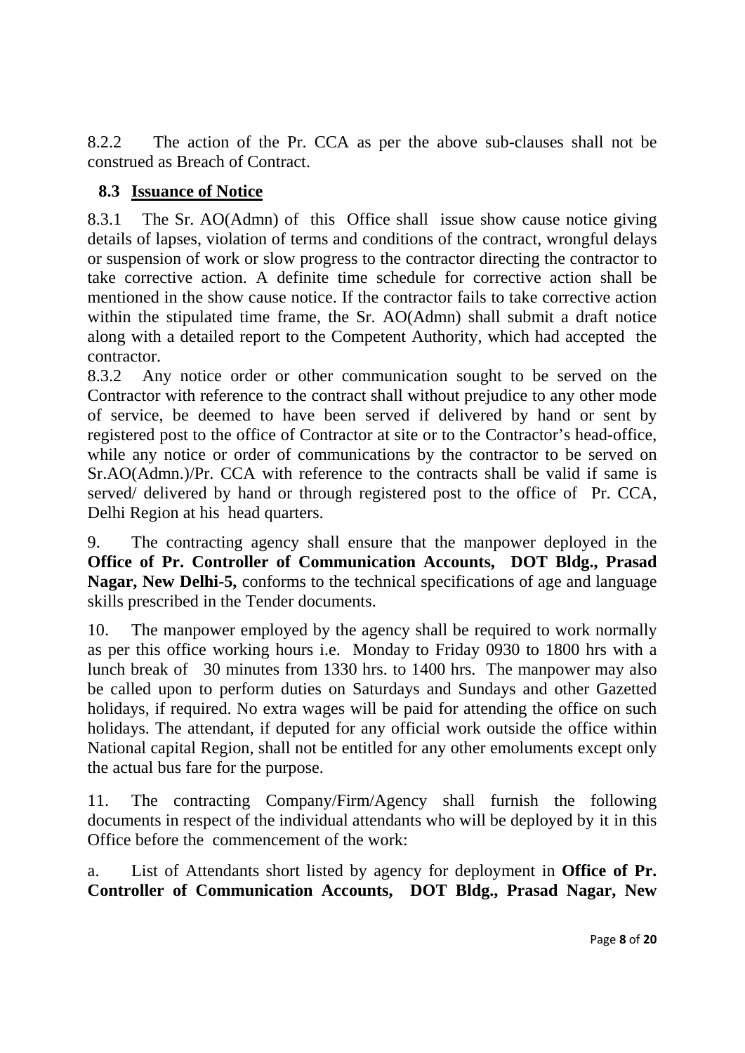8.2.2 The action of the Pr. CCA as per the above sub-clauses shall not be construed as Breach of Contract.

### 8.3 Issuance of Notice

8.3.1 The Sr. AO(Admn) of this Office shall issue show cause notice giving details of lapses, violation of terms and conditions of the contract, wrongful delays or suspension of work or slow progress to the contractor directing the contractor to take corrective action. A definite time schedule for corrective action shall be mentioned in the show cause notice. If the contractor fails to take corrective action within the stipulated time frame, the Sr. AO(Admn) shall submit a draft notice along with a detailed report to the Competent Authority, which had accepted the contractor.

8.3.2 Any notice order or other communication sought to be served on the Contractor with reference to the contract shall without prejudice to any other mode of service, be deemed to have been served if delivered by hand or sent by registered post to the office of Contractor at site or to the Contractor's head-office, while any notice or order of communications by the contractor to be served on Sr.AO(Admn.)/Pr. CCA with reference to the contracts shall be valid if same is served/ delivered by hand or through registered post to the office of Pr. CCA, Delhi Region at his head quarters.

9. The contracting agency shall ensure that the manpower deployed in the **Office of Pr. Controller of Communication Accounts, DOT Bldg., Prasad Nagar, New Delhi-5,** conforms to the technical specifications of age and language skills prescribed in the Tender documents.

10. The manpower employed by the agency shall be required to work normally as per this office working hours i.e. Monday to Friday 0930 to 1800 hrs with a lunch break of 30 minutes from 1330 hrs. to 1400 hrs. The manpower may also be called upon to perform duties on Saturdays and Sundays and other Gazetted holidays, if required. No extra wages will be paid for attending the office on such holidays. The attendant, if deputed for any official work outside the office within National capital Region, shall not be entitled for any other emoluments except only the actual bus fare for the purpose.

11. The contracting Company/Firm/Agency shall furnish the following documents in respect of the individual attendants who will be deployed by it in this Office before the commencement of the work:

a. List of Attendants short listed by agency for deployment in **Office of Pr. Controller of Communication Accounts, DOT Bldg., Prasad Nagar, New**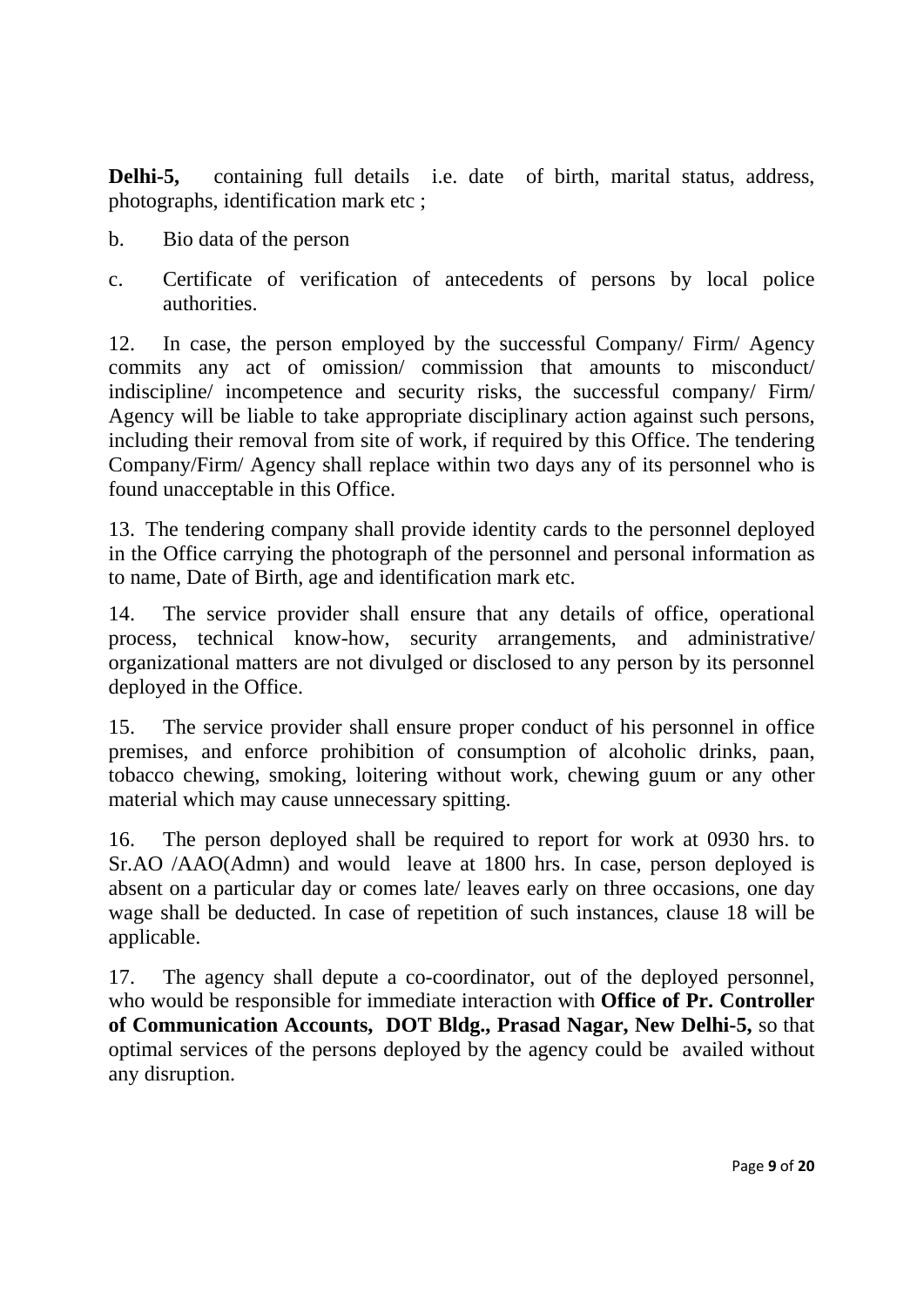**Delhi-5,** containing full details i.e. date of birth, marital status, address, photographs, identification mark etc ;

b. Bio data of the person

c. Certificate of verification of antecedents of persons by local police authorities.

12. In case, the person employed by the successful Company/ Firm/ Agency commits any act of omission/ commission that amounts to misconduct/ indiscipline/ incompetence and security risks, the successful company/ Firm/ Agency will be liable to take appropriate disciplinary action against such persons, including their removal from site of work, if required by this Office. The tendering Company/Firm/ Agency shall replace within two days any of its personnel who is found unacceptable in this Office.

13. The tendering company shall provide identity cards to the personnel deployed in the Office carrying the photograph of the personnel and personal information as to name, Date of Birth, age and identification mark etc.

14. The service provider shall ensure that any details of office, operational process, technical know-how, security arrangements, and administrative/ organizational matters are not divulged or disclosed to any person by its personnel deployed in the Office.

15. The service provider shall ensure proper conduct of his personnel in office premises, and enforce prohibition of consumption of alcoholic drinks, paan, tobacco chewing, smoking, loitering without work, chewing guum or any other material which may cause unnecessary spitting.

16. The person deployed shall be required to report for work at 0930 hrs. to Sr.AO /AAO(Admn) and would leave at 1800 hrs. In case, person deployed is absent on a particular day or comes late/ leaves early on three occasions, one day wage shall be deducted. In case of repetition of such instances, clause 18 will be applicable.

17. The agency shall depute a co-coordinator, out of the deployed personnel, who would be responsible for immediate interaction with **Office of Pr. Controller of Communication Accounts, DOT Bldg., Prasad Nagar, New Delhi-5,** so that optimal services of the persons deployed by the agency could be availed without any disruption.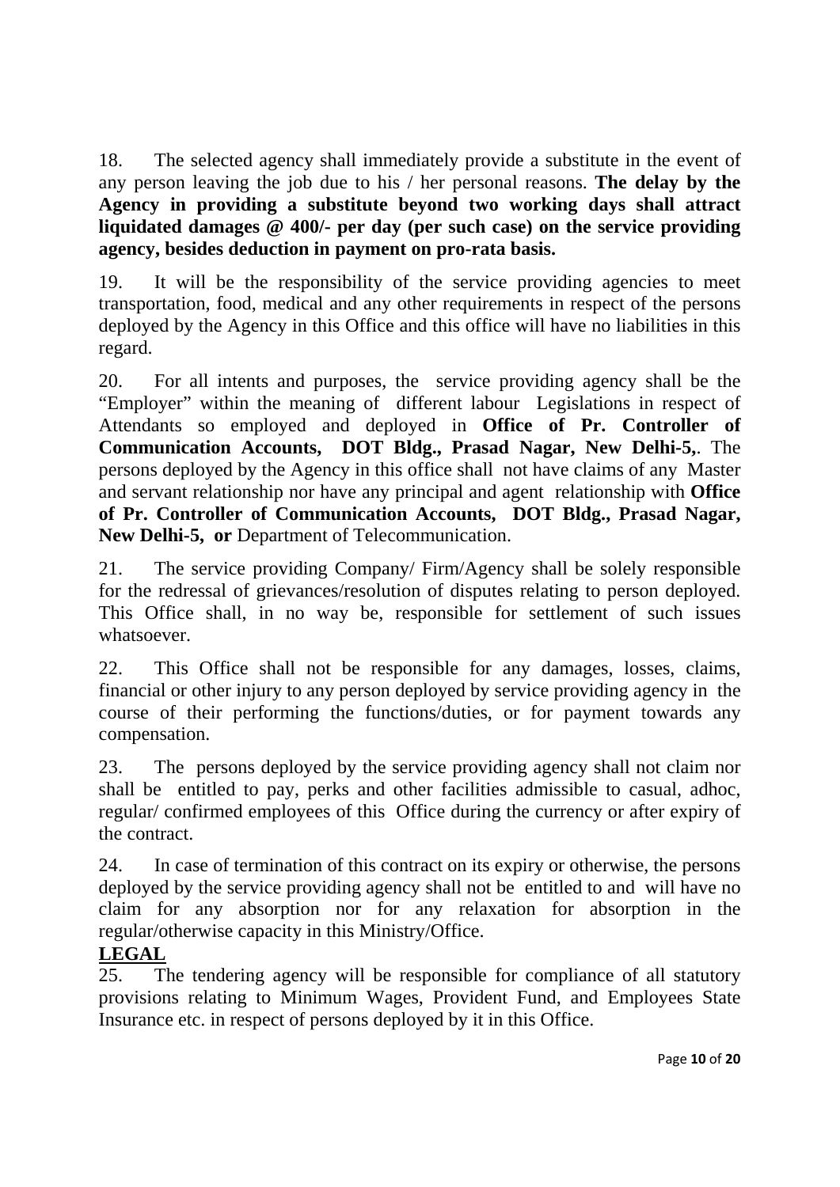18. The selected agency shall immediately provide a substitute in the event of any person leaving the job due to his / her personal reasons. **The delay by the Agency in providing a substitute beyond two working days shall attract liquidated damages @ 400/- per day (per such case) on the service providing agency, besides deduction in payment on pro-rata basis.**

19. It will be the responsibility of the service providing agencies to meet transportation, food, medical and any other requirements in respect of the persons deployed by the Agency in this Office and this office will have no liabilities in this regard.

20. For all intents and purposes, the service providing agency shall be the "Employer" within the meaning of different labour Legislations in respect of Attendants so employed and deployed in **Office of Pr. Controller of Communication Accounts, DOT Bldg., Prasad Nagar, New Delhi-5,**. The persons deployed by the Agency in this office shall not have claims of any Master and servant relationship nor have any principal and agent relationship with **Office of Pr. Controller of Communication Accounts, DOT Bldg., Prasad Nagar, New Delhi-5, or** Department of Telecommunication.

21. The service providing Company/ Firm/Agency shall be solely responsible for the redressal of grievances/resolution of disputes relating to person deployed. This Office shall, in no way be, responsible for settlement of such issues whatsoever.

22. This Office shall not be responsible for any damages, losses, claims, financial or other injury to any person deployed by service providing agency in the course of their performing the functions/duties, or for payment towards any compensation.

23. The persons deployed by the service providing agency shall not claim nor shall be entitled to pay, perks and other facilities admissible to casual, adhoc, regular/ confirmed employees of this Office during the currency or after expiry of the contract.

24. In case of termination of this contract on its expiry or otherwise, the persons deployed by the service providing agency shall not be entitled to and will have no claim for any absorption nor for any relaxation for absorption in the regular/otherwise capacity in this Ministry/Office.

**LEGAL**

25. The tendering agency will be responsible for compliance of all statutory provisions relating to Minimum Wages, Provident Fund, and Employees State Insurance etc. in respect of persons deployed by it in this Office.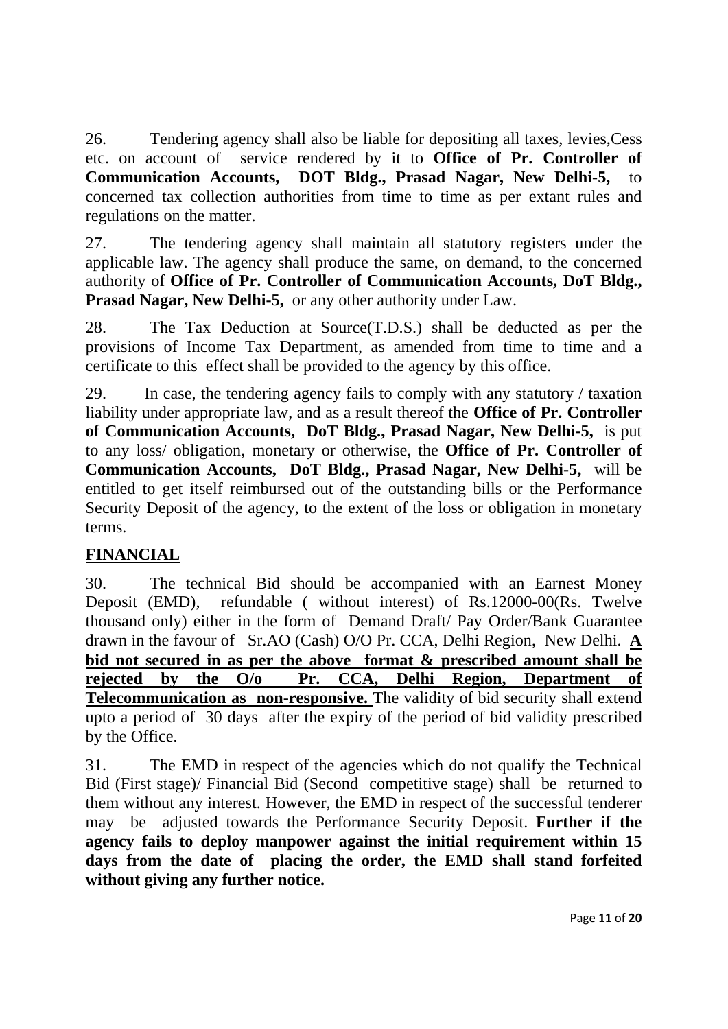26. Tendering agency shall also be liable for depositing all taxes, levies,Cess etc. on account of service rendered by it to **Office of Pr. Controller of Communication Accounts, DOT Bldg., Prasad Nagar, New Delhi-5,** to concerned tax collection authorities from time to time as per extant rules and regulations on the matter.

27. The tendering agency shall maintain all statutory registers under the applicable law. The agency shall produce the same, on demand, to the concerned authority of **Office of Pr. Controller of Communication Accounts, DoT Bldg., Prasad Nagar, New Delhi-5,** or any other authority under Law.

28. The Tax Deduction at Source(T.D.S.) shall be deducted as per the provisions of Income Tax Department, as amended from time to time and a certificate to this effect shall be provided to the agency by this office.

29. In case, the tendering agency fails to comply with any statutory / taxation liability under appropriate law, and as a result thereof the **Office of Pr. Controller of Communication Accounts, DoT Bldg., Prasad Nagar, New Delhi-5,** is put to any loss/ obligation, monetary or otherwise, the **Office of Pr. Controller of Communication Accounts, DoT Bldg., Prasad Nagar, New Delhi-5,** will be entitled to get itself reimbursed out of the outstanding bills or the Performance Security Deposit of the agency, to the extent of the loss or obligation in monetary terms.

## FINANCIAL

30. The technical Bid should be accompanied with an Earnest Money Deposit (EMD), refundable ( without interest) of Rs.12000-00(Rs. Twelve thousand only) either in the form of Demand Draft/ Pay Order/Bank Guarantee drawn in the favour of Sr.AO (Cash) O/O Pr. CCA, Delhi Region, New Delhi. **A bid not secured in as per the above format & prescribed amount shall be rejected by the O/o Pr. CCA, Delhi Region, Department of Telecommunication as non-responsive.** The validity of bid security shall extend upto a period of 30 days after the expiry of the period of bid validity prescribed by the Office.

31. The EMD in respect of the agencies which do not qualify the Technical Bid (First stage)/ Financial Bid (Second competitive stage) shall be returned to them without any interest. However, the EMD in respect of the successful tenderer may be adjusted towards the Performance Security Deposit. **Further if the agency fails to deploy manpower against the initial requirement within 15 days from the date of placing the order, the EMD shall stand forfeited without giving any further notice.**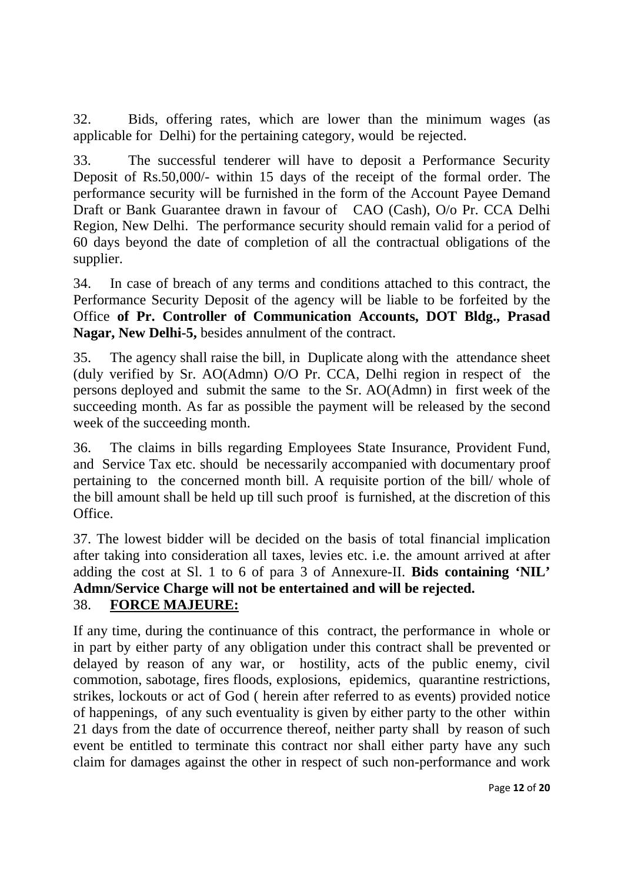32. Bids, offering rates, which are lower than the minimum wages (as applicable for Delhi) for the pertaining category, would be rejected.

33. The successful tenderer will have to deposit a Performance Security Deposit of Rs.50,000/- within 15 days of the receipt of the formal order. The performance security will be furnished in the form of the Account Payee Demand Draft or Bank Guarantee drawn in favour of CAO (Cash), O/o Pr. CCA Delhi Region, New Delhi. The performance security should remain valid for a period of 60 days beyond the date of completion of all the contractual obligations of the supplier.

34. In case of breach of any terms and conditions attached to this contract, the Performance Security Deposit of the agency will be liable to be forfeited by the Office **of Pr. Controller of Communication Accounts, DOT Bldg., Prasad Nagar, New Delhi-5,** besides annulment of the contract.

35. The agency shall raise the bill, in Duplicate along with the attendance sheet (duly verified by Sr. AO(Admn) O/O Pr. CCA, Delhi region in respect of the persons deployed and submit the same to the Sr. AO(Admn) in first week of the succeeding month. As far as possible the payment will be released by the second week of the succeeding month.

36. The claims in bills regarding Employees State Insurance, Provident Fund, and Service Tax etc. should be necessarily accompanied with documentary proof pertaining to the concerned month bill. A requisite portion of the bill/ whole of the bill amount shall be held up till such proof is furnished, at the discretion of this Office.

37. The lowest bidder will be decided on the basis of total financial implication after taking into consideration all taxes, levies etc. i.e. the amount arrived at after adding the cost at Sl. 1 to 6 of para 3 of Annexure-II. **Bids containing 'NIL' Admn/Service Charge will not be entertained and will be rejected.**

38. **FORCE MAJEURE:**

If any time, during the continuance of this contract, the performance in whole or in part by either party of any obligation under this contract shall be prevented or delayed by reason of any war, or hostility, acts of the public enemy, civil commotion, sabotage, fires floods, explosions, epidemics, quarantine restrictions, strikes, lockouts or act of God ( herein after referred to as events) provided notice of happenings, of any such eventuality is given by either party to the other within 21 days from the date of occurrence thereof, neither party shall by reason of such event be entitled to terminate this contract nor shall either party have any such claim for damages against the other in respect of such non-performance and work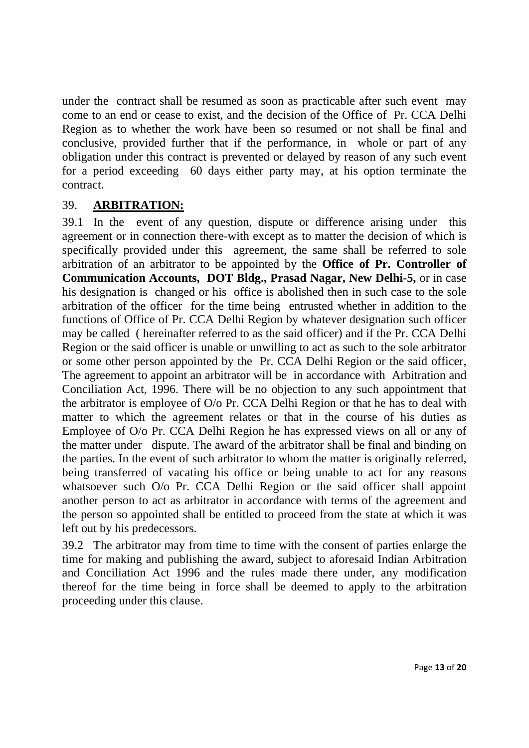under the contract shall be resumed as soon as practicable after such event may come to an end or cease to exist, and the decision of the Office of Pr. CCA Delhi Region as to whether the work have been so resumed or not shall be final and conclusive, provided further that if the performance, in whole or part of any obligation under this contract is prevented or delayed by reason of any such event for a period exceeding 60 days either party may, at his option terminate the contract.

## 39. **ARBITRATION:**

39.1 In the event of any question, dispute or difference arising under this agreement or in connection there-with except as to matter the decision of which is specifically provided under this agreement, the same shall be referred to sole arbitration of an arbitrator to be appointed by the **Office of Pr. Controller of Communication Accounts, DOT Bldg., Prasad Nagar, New Delhi-5,** or in case his designation is changed or his office is abolished then in such case to the sole arbitration of the officer for the time being entrusted whether in addition to the functions of Office of Pr. CCA Delhi Region by whatever designation such officer may be called ( hereinafter referred to as the said officer) and if the Pr. CCA Delhi Region or the said officer is unable or unwilling to act as such to the sole arbitrator or some other person appointed by the Pr. CCA Delhi Region or the said officer, The agreement to appoint an arbitrator will be in accordance with Arbitration and Conciliation Act, 1996. There will be no objection to any such appointment that the arbitrator is employee of O/o Pr. CCA Delhi Region or that he has to deal with matter to which the agreement relates or that in the course of his duties as Employee of O/o Pr. CCA Delhi Region he has expressed views on all or any of the matter under dispute. The award of the arbitrator shall be final and binding on the parties. In the event of such arbitrator to whom the matter is originally referred, being transferred of vacating his office or being unable to act for any reasons whatsoever such O/o Pr. CCA Delhi Region or the said officer shall appoint another person to act as arbitrator in accordance with terms of the agreement and the person so appointed shall be entitled to proceed from the state at which it was left out by his predecessors.

39.2 The arbitrator may from time to time with the consent of parties enlarge the time for making and publishing the award, subject to aforesaid Indian Arbitration and Conciliation Act 1996 and the rules made there under, any modification thereof for the time being in force shall be deemed to apply to the arbitration proceeding under this clause.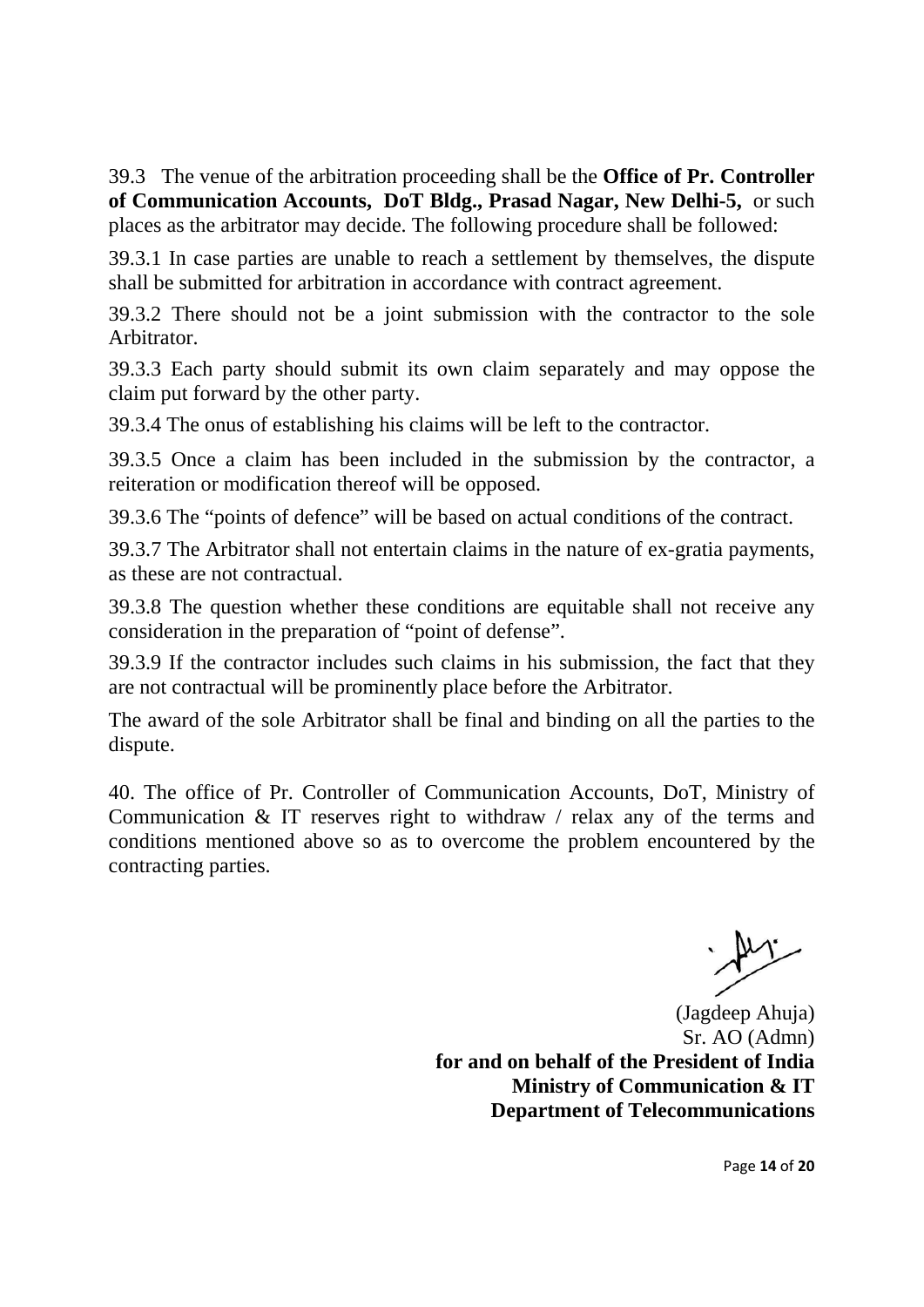39.3 The venue of the arbitration proceeding shall be the **Office of Pr. Controller of Communication Accounts, DoT Bldg., Prasad Nagar, New Delhi-5,** or such places as the arbitrator may decide. The following procedure shall be followed:

39.3.1 In case parties are unable to reach a settlement by themselves, the dispute shall be submitted for arbitration in accordance with contract agreement.

39.3.2 There should not be a joint submission with the contractor to the sole Arbitrator.

39.3.3 Each party should submit its own claim separately and may oppose the claim put forward by the other party.

39.3.4 The onus of establishing his claims will be left to the contractor.

39.3.5 Once a claim has been included in the submission by the contractor, a reiteration or modification thereof will be opposed.

39.3.6 The "points of defence" will be based on actual conditions of the contract.

39.3.7 The Arbitrator shall not entertain claims in the nature of ex-gratia payments, as these are not contractual.

39.3.8 The question whether these conditions are equitable shall not receive any consideration in the preparation of "point of defense".

39.3.9 If the contractor includes such claims in his submission, the fact that they are not contractual will be prominently place before the Arbitrator.

The award of the sole Arbitrator shall be final and binding on all the parties to the dispute.

40. The office of Pr. Controller of Communication Accounts, DoT, Ministry of Communication & IT reserves right to withdraw / relax any of the terms and conditions mentioned above so as to overcome the problem encountered by the contracting parties.

(Jagdeep Ahuja)
Sr. AO (Admn)
**for and on behalf of the President of India**
**Ministry of Communication & IT**
**Department of Telecommunications**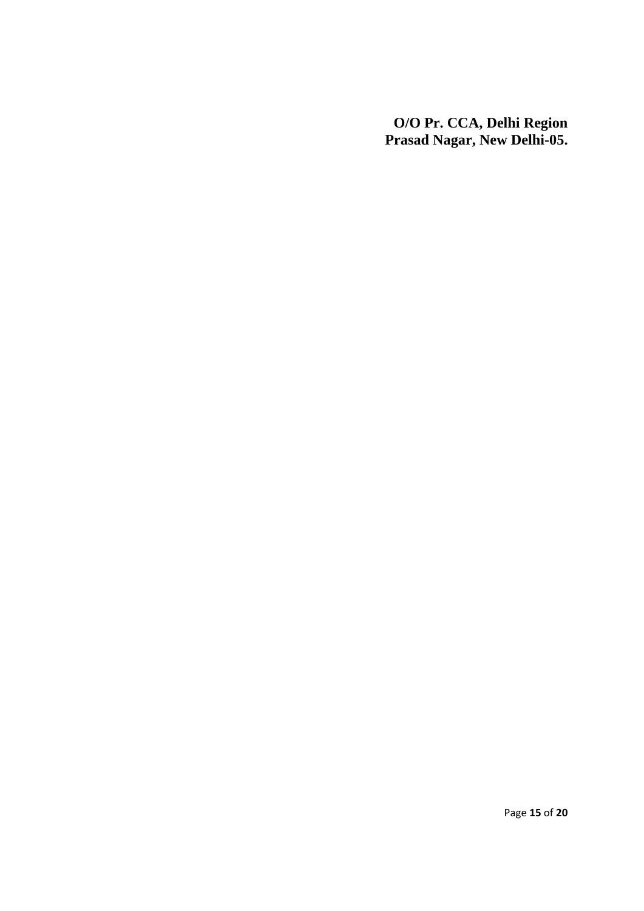**O/O Pr. CCA, Delhi Region**
**Prasad Nagar, New Delhi-05.**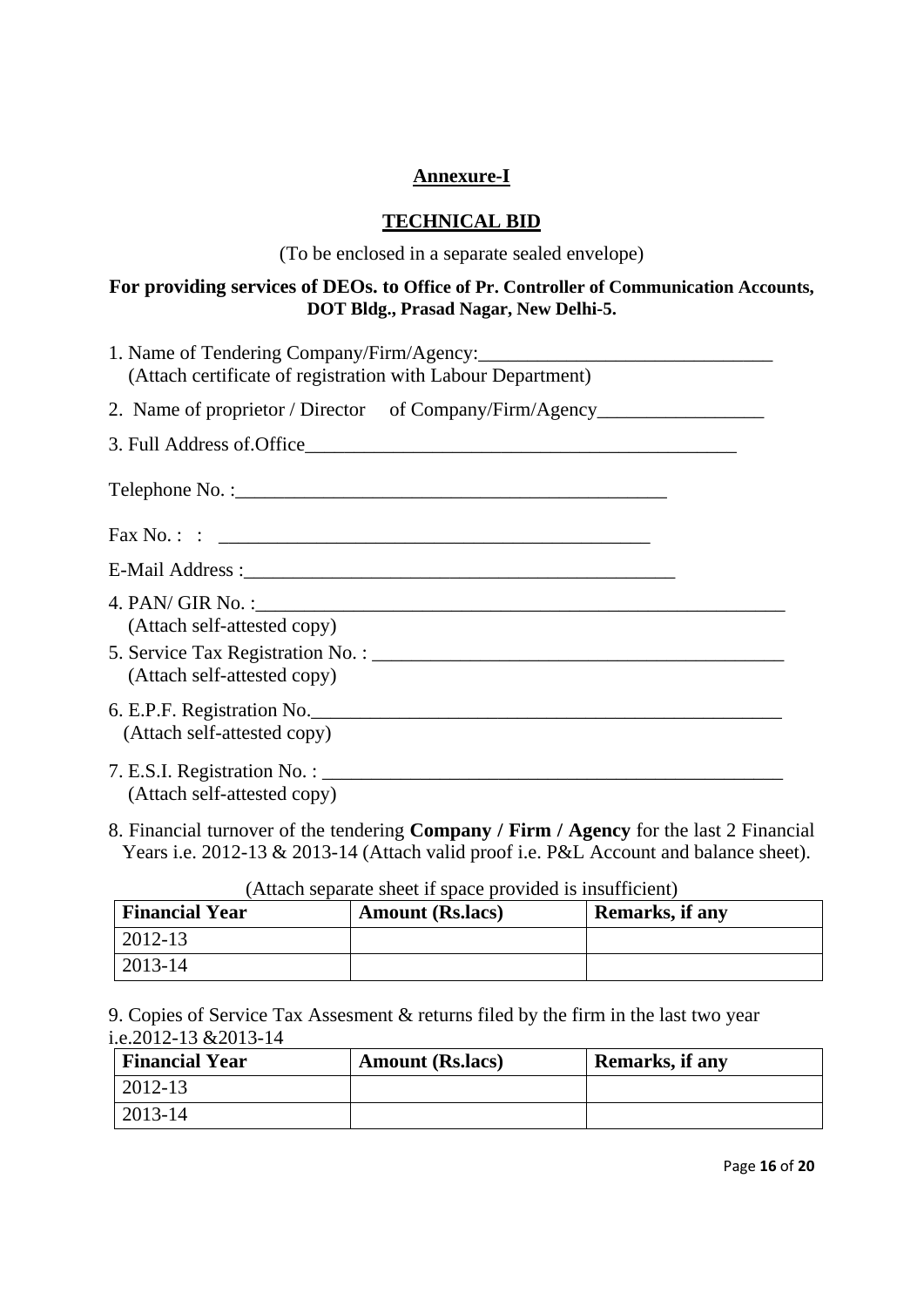**Annexure-I**

**TECHNICAL BID**

(To be enclosed in a separate sealed envelope)

**For providing services of DEOs. to Office of Pr. Controller of Communication Accounts, DOT Bldg., Prasad Nagar, New Delhi-5.**

1. Name of Tendering Company/Firm/Agency:______________________________
   (Attach certificate of registration with Labour Department)

2. Name of proprietor / Director of Company/Firm/Agency_________________

3. Full Address of.Office_____________________________________________

Telephone No. :_____________________________________________

Fax No. : : _____________________________________________

E-Mail Address :_____________________________________________

4. PAN/ GIR No. :________________________________________________________
   (Attach self-attested copy)

5. Service Tax Registration No. : ___________________________________________
   (Attach self-attested copy)

6. E.P.F. Registration No.__________________________________________________
   (Attach self-attested copy)

7. E.S.I. Registration No. : _________________________________________________
   (Attach self-attested copy)

8. Financial turnover of the tendering **Company / Firm / Agency** for the last 2 Financial Years i.e. 2012-13 & 2013-14 (Attach valid proof i.e. P&L Account and balance sheet).

(Attach separate sheet if space provided is insufficient)

| Financial Year | Amount (Rs.lacs) | Remarks, if any |
|---|---|---|
| 2012-13 | | |
| 2013-14 | | |

9. Copies of Service Tax Assesment & returns filed by the firm in the last two year i.e.2012-13 &2013-14

| Financial Year | Amount (Rs.lacs) | Remarks, if any |
|---|---|---|
| 2012-13 | | |
| 2013-14 | | |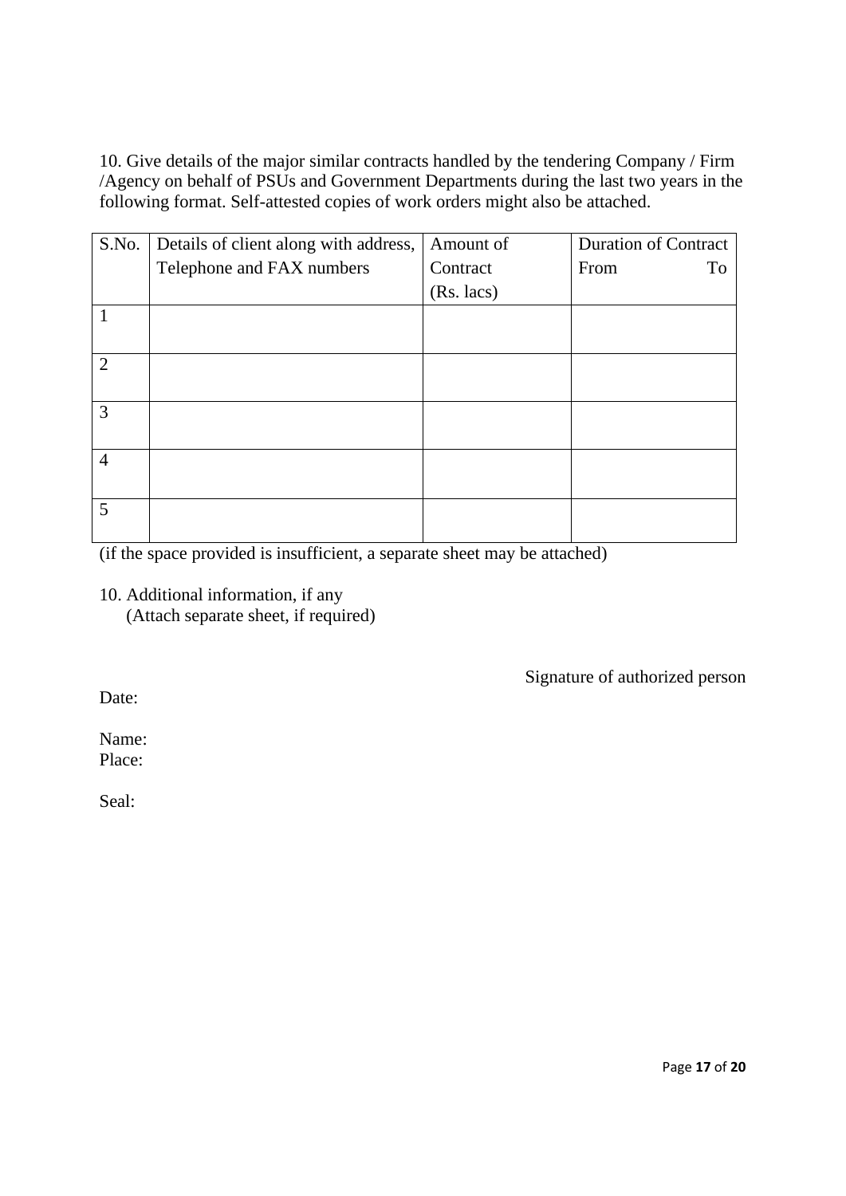10. Give details of the major similar contracts handled by the tendering Company / Firm /Agency on behalf of PSUs and Government Departments during the last two years in the following format. Self-attested copies of work orders might also be attached.

| S.No. | Details of client along with address, Telephone and FAX numbers | Amount of Contract (Rs. lacs) | Duration of Contract From To |
|---|---|---|---|
| 1 | | | |
| 2 | | | |
| 3 | | | |
| 4 | | | |
| 5 | | | |

(if the space provided is insufficient, a separate sheet may be attached)

10. Additional information, if any
    (Attach separate sheet, if required)

Signature of authorized person

Date:

Name:
Place:

Seal: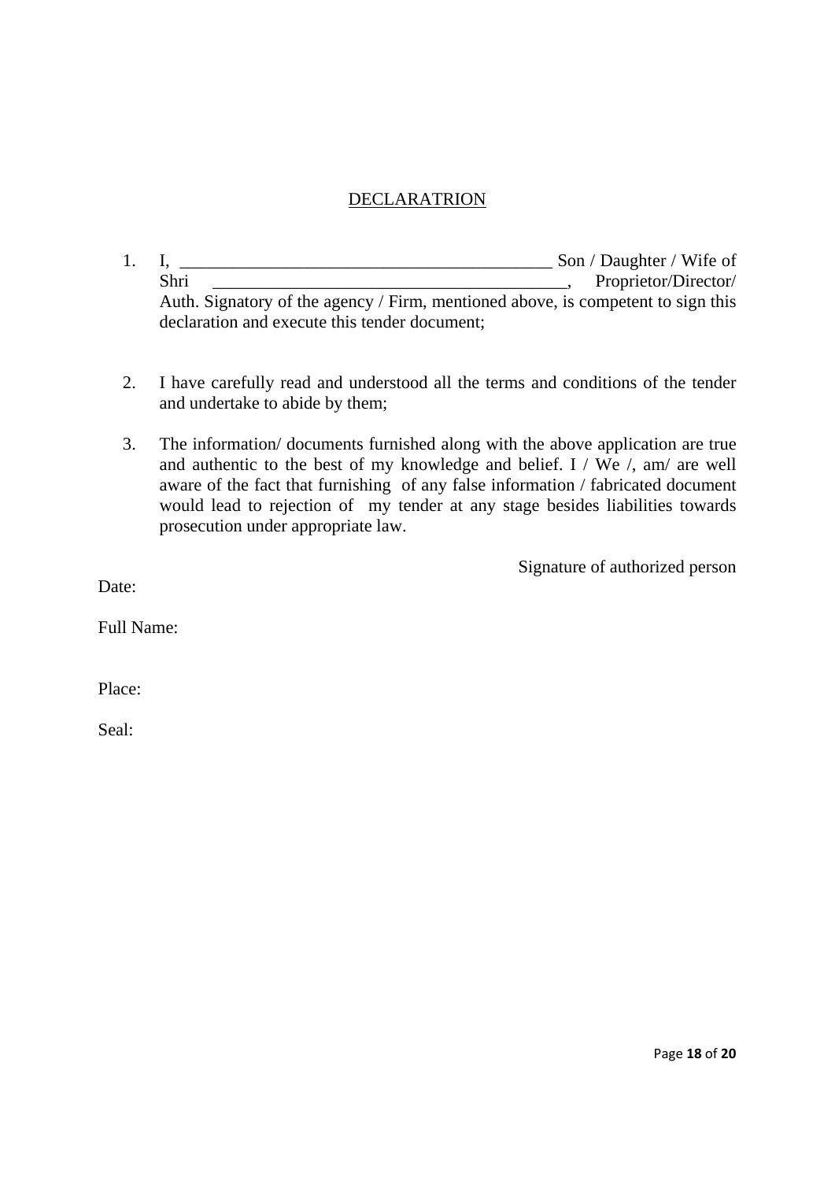## DECLARATRION

1. I, ___________________________________________ Son / Daughter / Wife of Shri ________________________________________, Proprietor/Director/ Auth. Signatory of the agency / Firm, mentioned above, is competent to sign this declaration and execute this tender document;

2. I have carefully read and understood all the terms and conditions of the tender and undertake to abide by them;

3. The information/ documents furnished along with the above application are true and authentic to the best of my knowledge and belief. I / We /, am/ are well aware of the fact that furnishing of any false information / fabricated document would lead to rejection of my tender at any stage besides liabilities towards prosecution under appropriate law.

Signature of authorized person

Date:

Full Name:

Place:

Seal: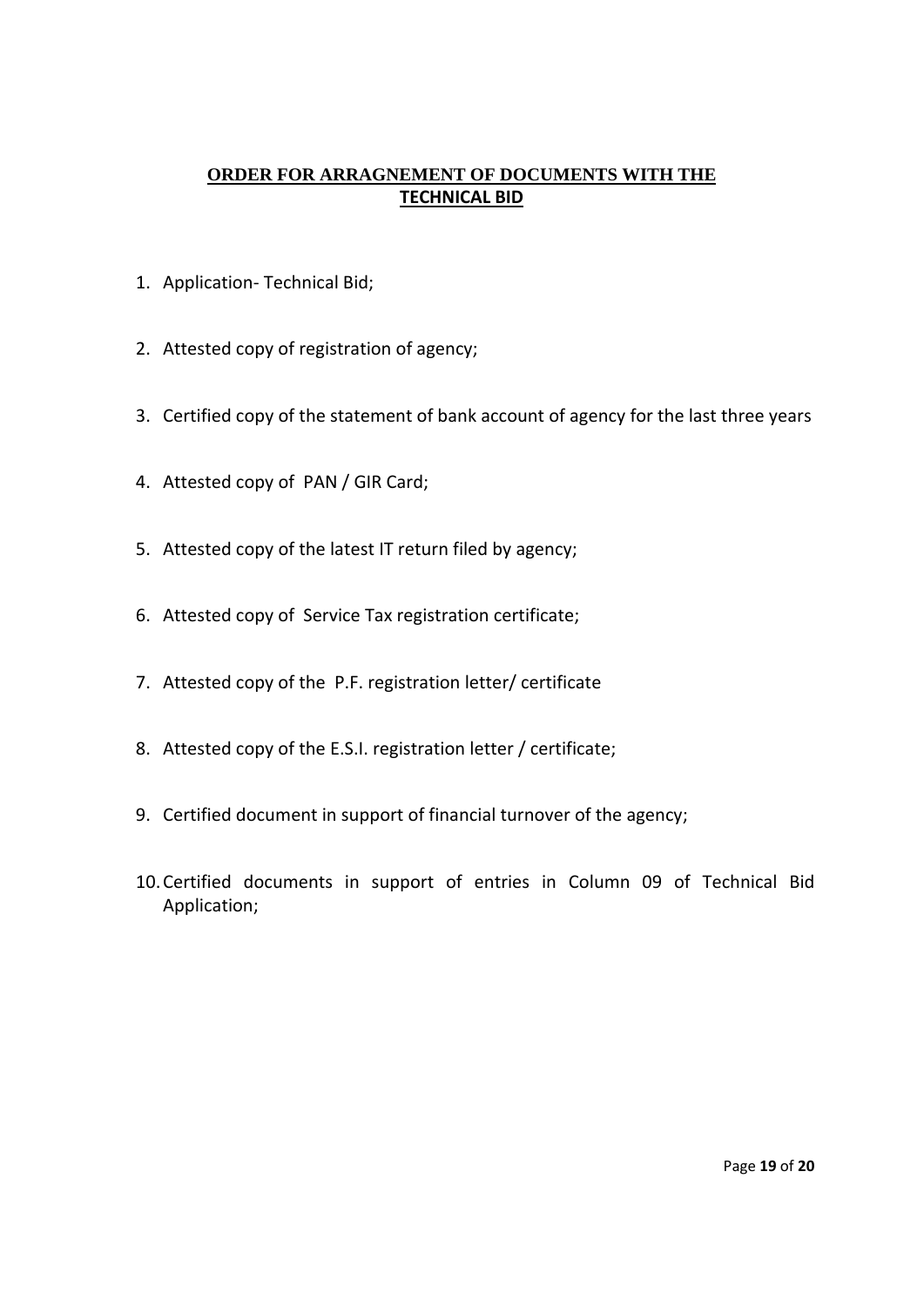## ORDER FOR ARRAGNEMENT OF DOCUMENTS WITH THE TECHNICAL BID

1. Application- Technical Bid;
2. Attested copy of registration of agency;
3. Certified copy of the statement of bank account of agency for the last three years
4. Attested copy of PAN / GIR Card;
5. Attested copy of the latest IT return filed by agency;
6. Attested copy of Service Tax registration certificate;
7. Attested copy of the P.F. registration letter/ certificate
8. Attested copy of the E.S.I. registration letter / certificate;
9. Certified document in support of financial turnover of the agency;
10. Certified documents in support of entries in Column 09 of Technical Bid Application;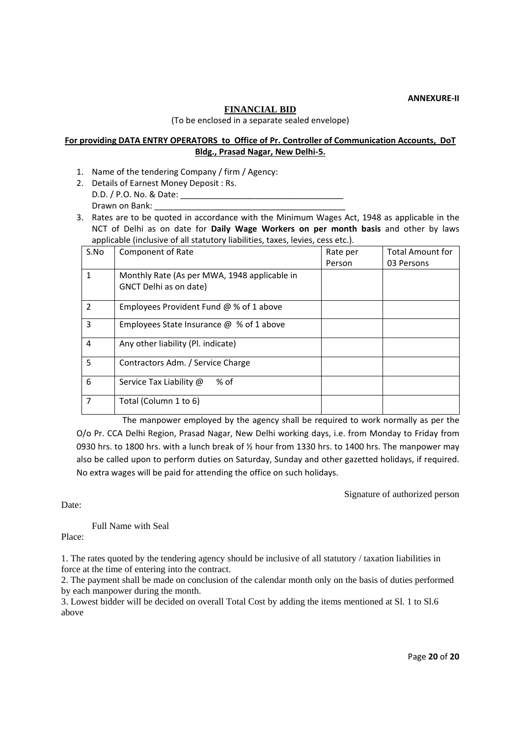**ANNEXURE-II**

# FINANCIAL BID

(To be enclosed in a separate sealed envelope)

**For providing DATA ENTRY OPERATORS to Office of Pr. Controller of Communication Accounts, DoT Bldg., Prasad Nagar, New Delhi-5.**

1. Name of the tendering Company / firm / Agency:
2. Details of Earnest Money Deposit : Rs.
   D.D. / P.O. No. & Date: ___________________________________
   Drawn on Bank: _________________________________________
3. Rates are to be quoted in accordance with the Minimum Wages Act, 1948 as applicable in the NCT of Delhi as on date for **Daily Wage Workers on per month basis** and other by laws applicable (inclusive of all statutory liabilities, taxes, levies, cess etc.).

| S.No | Component of Rate | Rate per Person | Total Amount for 03 Persons |
|---|---|---|---|
| 1 | Monthly Rate (As per MWA, 1948 applicable in GNCT Delhi as on date) | | |
| 2 | Employees Provident Fund @ % of 1 above | | |
| 3 | Employees State Insurance @ % of 1 above | | |
| 4 | Any other liability (Pl. indicate) | | |
| 5 | Contractors Adm. / Service Charge | | |
| 6 | Service Tax Liability @ % of | | |
| 7 | Total (Column 1 to 6) | | |

The manpower employed by the agency shall be required to work normally as per the O/o Pr. CCA Delhi Region, Prasad Nagar, New Delhi working days, i.e. from Monday to Friday from 0930 hrs. to 1800 hrs. with a lunch break of ½ hour from 1330 hrs. to 1400 hrs. The manpower may also be called upon to perform duties on Saturday, Sunday and other gazetted holidays, if required. No extra wages will be paid for attending the office on such holidays.

Signature of authorized person

Date:

Full Name with Seal

Place:

1. The rates quoted by the tendering agency should be inclusive of all statutory / taxation liabilities in force at the time of entering into the contract.
2. The payment shall be made on conclusion of the calendar month only on the basis of duties performed by each manpower during the month.
3. Lowest bidder will be decided on overall Total Cost by adding the items mentioned at Sl. 1 to Sl.6 above